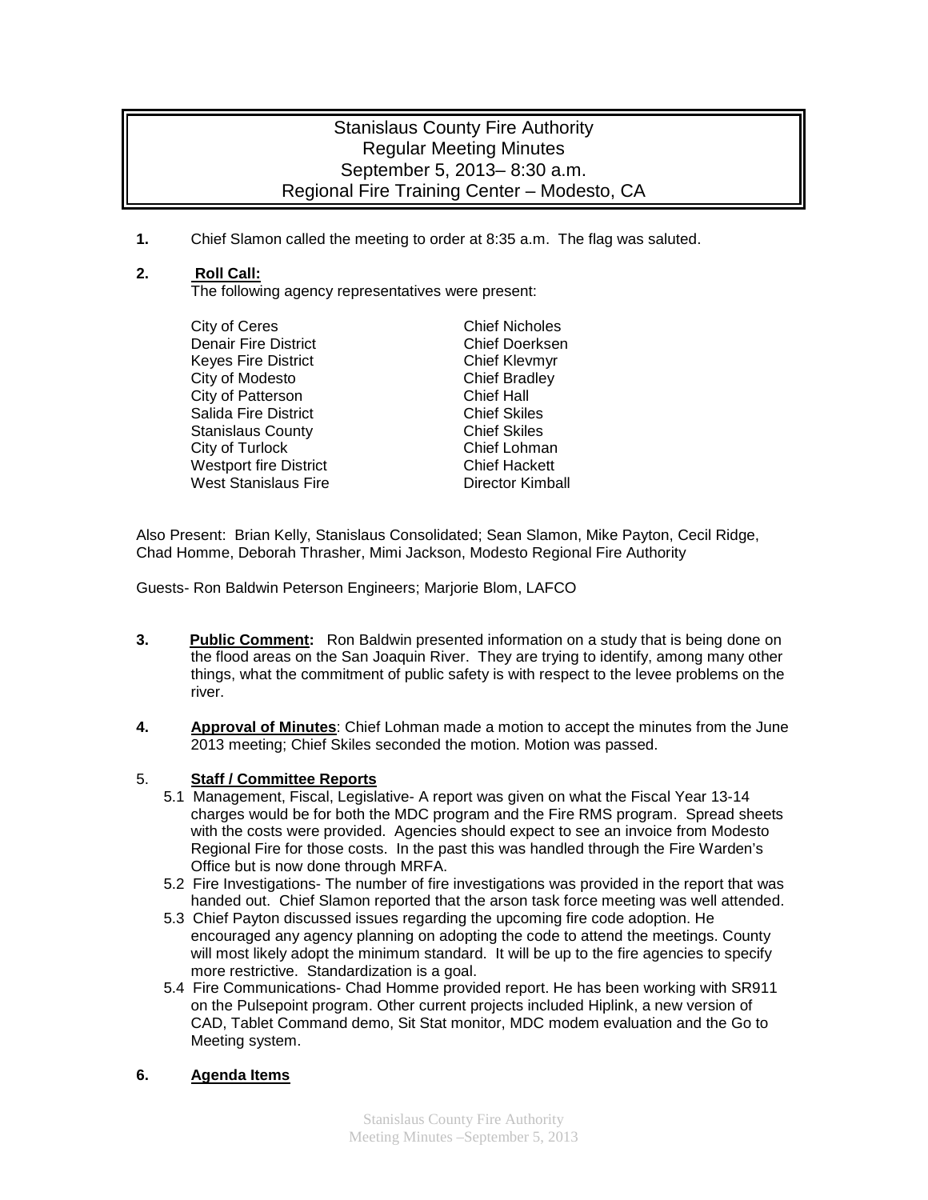# Stanislaus County Fire Authority
## Regular Meeting Minutes
## September 5, 2013– 8:30 a.m.
## Regional Fire Training Center – Modesto, CA

**1.** Chief Slamon called the meeting to order at 8:35 a.m. The flag was saluted.

**2.** **Roll Call:**
The following agency representatives were present:

| | |
|---|---|
| City of Ceres | Chief Nicholes |
| Denair Fire District | Chief Doerksen |
| Keyes Fire District | Chief Klevmyr |
| City of Modesto | Chief Bradley |
| City of Patterson | Chief Hall |
| Salida Fire District | Chief Skiles |
| Stanislaus County | Chief Skiles |
| City of Turlock | Chief Lohman |
| Westport fire District | Chief Hackett |
| West Stanislaus Fire | Director Kimball |

Also Present: Brian Kelly, Stanislaus Consolidated; Sean Slamon, Mike Payton, Cecil Ridge, Chad Homme, Deborah Thrasher, Mimi Jackson, Modesto Regional Fire Authority

Guests- Ron Baldwin Peterson Engineers; Marjorie Blom, LAFCO

**3.** **Public Comment:** Ron Baldwin presented information on a study that is being done on the flood areas on the San Joaquin River. They are trying to identify, among many other things, what the commitment of public safety is with respect to the levee problems on the river.

**4.** **Approval of Minutes**: Chief Lohman made a motion to accept the minutes from the June 2013 meeting; Chief Skiles seconded the motion. Motion was passed.

5. **Staff / Committee Reports**

5.1 Management, Fiscal, Legislative- A report was given on what the Fiscal Year 13-14 charges would be for both the MDC program and the Fire RMS program. Spread sheets with the costs were provided. Agencies should expect to see an invoice from Modesto Regional Fire for those costs. In the past this was handled through the Fire Warden's Office but is now done through MRFA.

5.2 Fire Investigations- The number of fire investigations was provided in the report that was handed out. Chief Slamon reported that the arson task force meeting was well attended.

5.3 Chief Payton discussed issues regarding the upcoming fire code adoption. He encouraged any agency planning on adopting the code to attend the meetings. County will most likely adopt the minimum standard. It will be up to the fire agencies to specify more restrictive. Standardization is a goal.

5.4 Fire Communications- Chad Homme provided report. He has been working with SR911 on the Pulsepoint program. Other current projects included Hiplink, a new version of CAD, Tablet Command demo, Sit Stat monitor, MDC modem evaluation and the Go to Meeting system.

**6.** **Agenda Items**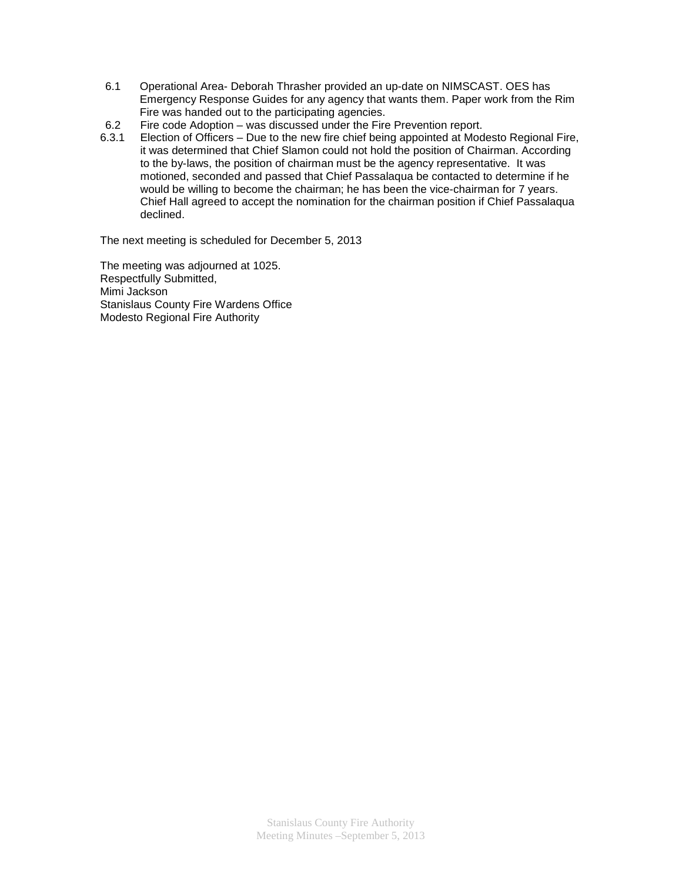6.1 Operational Area- Deborah Thrasher provided an up-date on NIMSCAST. OES has Emergency Response Guides for any agency that wants them. Paper work from the Rim Fire was handed out to the participating agencies.

6.2 Fire code Adoption – was discussed under the Fire Prevention report.

6.3.1 Election of Officers – Due to the new fire chief being appointed at Modesto Regional Fire, it was determined that Chief Slamon could not hold the position of Chairman. According to the by-laws, the position of chairman must be the agency representative. It was motioned, seconded and passed that Chief Passalaqua be contacted to determine if he would be willing to become the chairman; he has been the vice-chairman for 7 years. Chief Hall agreed to accept the nomination for the chairman position if Chief Passalaqua declined.

The next meeting is scheduled for December 5, 2013

The meeting was adjourned at 1025.
Respectfully Submitted,
Mimi Jackson
Stanislaus County Fire Wardens Office
Modesto Regional Fire Authority